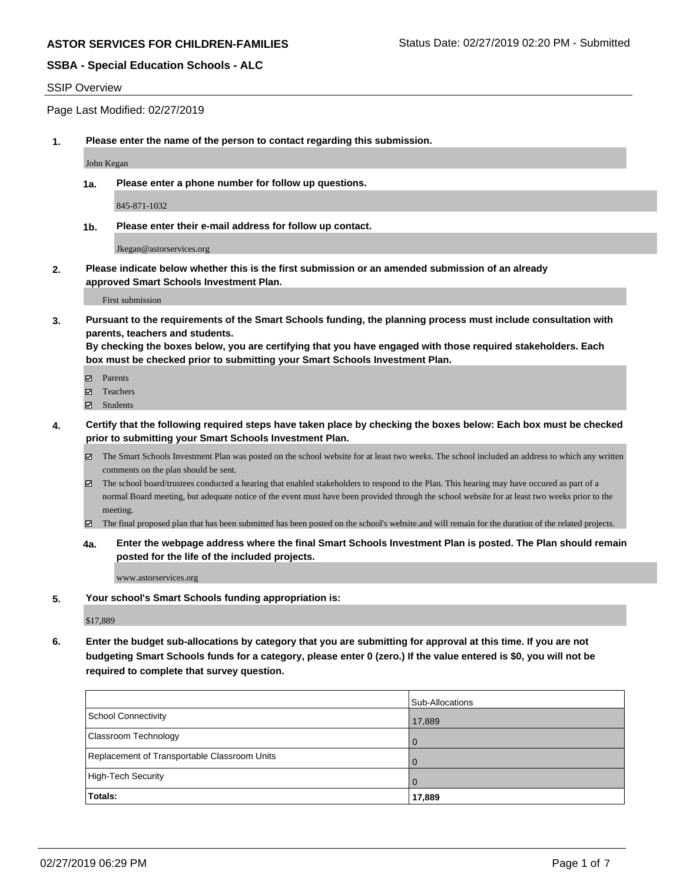**ASTOR SERVICES FOR CHILDREN-FAMILIES**

Status Date: 02/27/2019 02:20 PM - Submitted

**SSBA - Special Education Schools - ALC**

SSIP Overview

Page Last Modified: 02/27/2019

**1. Please enter the name of the person to contact regarding this submission.**

John Kegan

**1a. Please enter a phone number for follow up questions.**

845-871-1032

**1b. Please enter their e-mail address for follow up contact.**

Jkegan@astorservices.org

**2. Please indicate below whether this is the first submission or an amended submission of an already approved Smart Schools Investment Plan.**

First submission

**3. Pursuant to the requirements of the Smart Schools funding, the planning process must include consultation with parents, teachers and students.**
**By checking the boxes below, you are certifying that you have engaged with those required stakeholders. Each box must be checked prior to submitting your Smart Schools Investment Plan.**

- ☑ Parents
- ☑ Teachers
- ☑ Students

**4. Certify that the following required steps have taken place by checking the boxes below: Each box must be checked prior to submitting your Smart Schools Investment Plan.**

- ☑ The Smart Schools Investment Plan was posted on the school website for at least two weeks. The school included an address to which any written comments on the plan should be sent.
- ☑ The school board/trustees conducted a hearing that enabled stakeholders to respond to the Plan. This hearing may have occured as part of a normal Board meeting, but adequate notice of the event must have been provided through the school website for at least two weeks prior to the meeting.
- ☑ The final proposed plan that has been submitted has been posted on the school's website.and will remain for the duration of the related projects.

**4a. Enter the webpage address where the final Smart Schools Investment Plan is posted. The Plan should remain posted for the life of the included projects.**

www.astorservices.org

**5. Your school's Smart Schools funding appropriation is:**

$17,889

**6. Enter the budget sub-allocations by category that you are submitting for approval at this time. If you are not budgeting Smart Schools funds for a category, please enter 0 (zero.) If the value entered is $0, you will not be required to complete that survey question.**

| | Sub-Allocations |
|---|---|
| School Connectivity | 17,889 |
| Classroom Technology | 0 |
| Replacement of Transportable Classroom Units | 0 |
| High-Tech Security | 0 |
| **Totals:** | **17,889** |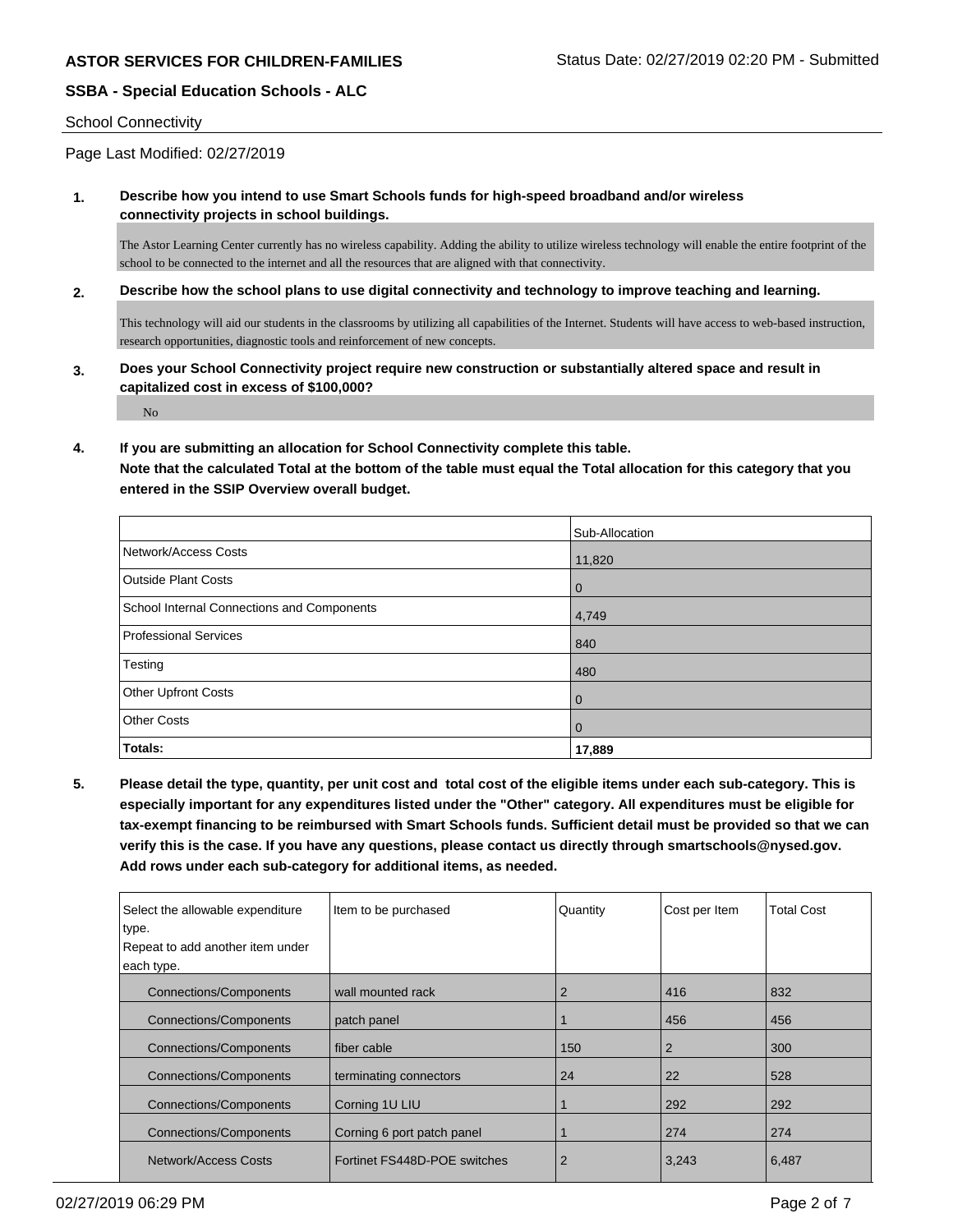**ASTOR SERVICES FOR CHILDREN-FAMILIES** Status Date: 02/27/2019 02:20 PM - Submitted

**SSBA - Special Education Schools - ALC**

School Connectivity

Page Last Modified: 02/27/2019

**1. Describe how you intend to use Smart Schools funds for high-speed broadband and/or wireless connectivity projects in school buildings.**

The Astor Learning Center currently has no wireless capability. Adding the ability to utilize wireless technology will enable the entire footprint of the school to be connected to the internet and all the resources that are aligned with that connectivity.

**2. Describe how the school plans to use digital connectivity and technology to improve teaching and learning.**

This technology will aid our students in the classrooms by utilizing all capabilities of the Internet. Students will have access to web-based instruction, research opportunities, diagnostic tools and reinforcement of new concepts.

**3. Does your School Connectivity project require new construction or substantially altered space and result in capitalized cost in excess of $100,000?**

No

**4. If you are submitting an allocation for School Connectivity complete this table.**
**Note that the calculated Total at the bottom of the table must equal the Total allocation for this category that you entered in the SSIP Overview overall budget.**

| | Sub-Allocation |
|---|---|
| Network/Access Costs | 11,820 |
| Outside Plant Costs | 0 |
| School Internal Connections and Components | 4,749 |
| Professional Services | 840 |
| Testing | 480 |
| Other Upfront Costs | 0 |
| Other Costs | 0 |
| **Totals:** | **17,889** |

**5. Please detail the type, quantity, per unit cost and total cost of the eligible items under each sub-category. This is especially important for any expenditures listed under the "Other" category. All expenditures must be eligible for tax-exempt financing to be reimbursed with Smart Schools funds. Sufficient detail must be provided so that we can verify this is the case. If you have any questions, please contact us directly through smartschools@nysed.gov. Add rows under each sub-category for additional items, as needed.**

| Select the allowable expenditure type. Repeat to add another item under each type. | Item to be purchased | Quantity | Cost per Item | Total Cost |
|---|---|---|---|---|
| Connections/Components | wall mounted rack | 2 | 416 | 832 |
| Connections/Components | patch panel | 1 | 456 | 456 |
| Connections/Components | fiber cable | 150 | 2 | 300 |
| Connections/Components | terminating connectors | 24 | 22 | 528 |
| Connections/Components | Corning 1U LIU | 1 | 292 | 292 |
| Connections/Components | Corning 6 port patch panel | 1 | 274 | 274 |
| Network/Access Costs | Fortinet FS448D-POE switches | 2 | 3,243 | 6,487 |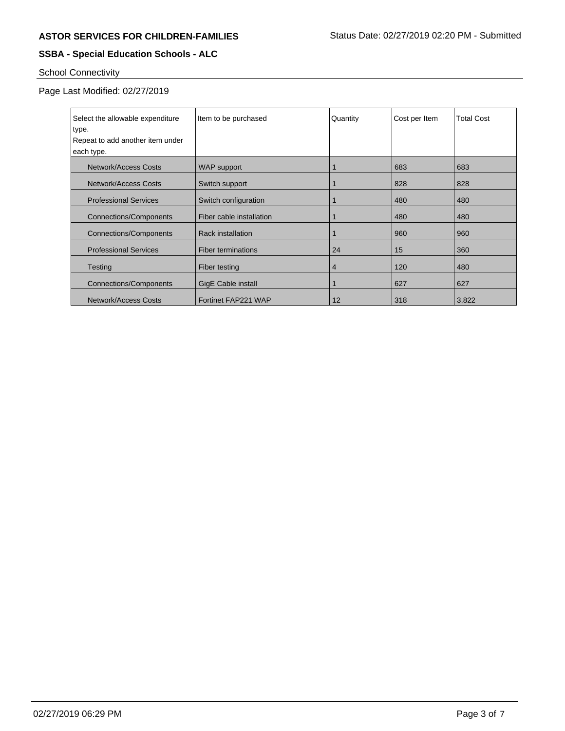**ASTOR SERVICES FOR CHILDREN-FAMILIES** Status Date: 02/27/2019 02:20 PM - Submitted

**SSBA - Special Education Schools - ALC**

School Connectivity

Page Last Modified: 02/27/2019

| Select the allowable expenditure type. Repeat to add another item under each type. | Item to be purchased | Quantity | Cost per Item | Total Cost |
|---|---|---|---|---|
| Network/Access Costs | WAP support | 1 | 683 | 683 |
| Network/Access Costs | Switch support | 1 | 828 | 828 |
| Professional Services | Switch configuration | 1 | 480 | 480 |
| Connections/Components | Fiber cable installation | 1 | 480 | 480 |
| Connections/Components | Rack installation | 1 | 960 | 960 |
| Professional Services | Fiber terminations | 24 | 15 | 360 |
| Testing | Fiber testing | 4 | 120 | 480 |
| Connections/Components | GigE Cable install | 1 | 627 | 627 |
| Network/Access Costs | Fortinet FAP221 WAP | 12 | 318 | 3,822 |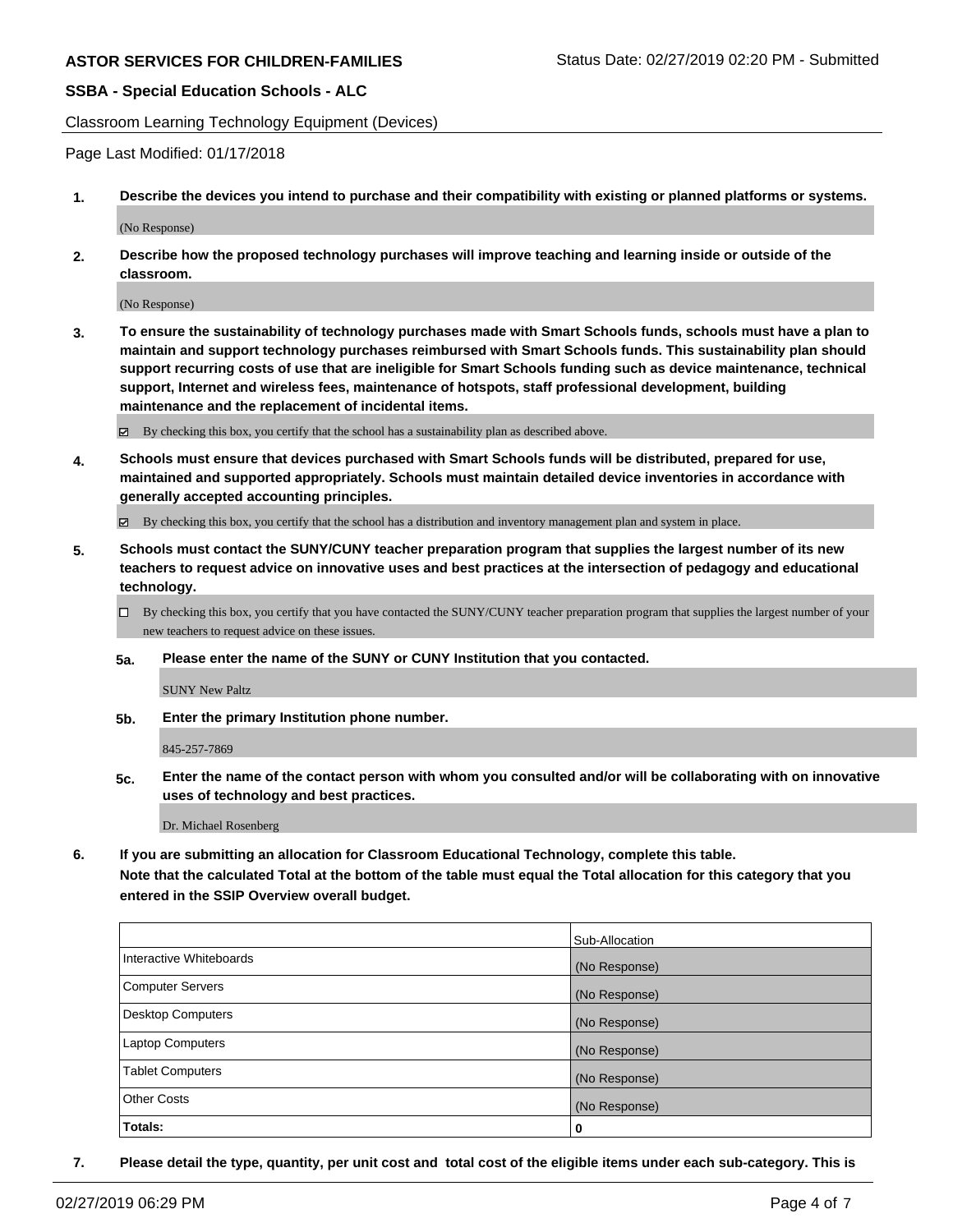**ASTOR SERVICES FOR CHILDREN-FAMILIES** Status Date: 02/27/2019 02:20 PM - Submitted

**SSBA - Special Education Schools - ALC**

Classroom Learning Technology Equipment (Devices)

Page Last Modified: 01/17/2018

1. **Describe the devices you intend to purchase and their compatibility with existing or planned platforms or systems.**

   (No Response)

2. **Describe how the proposed technology purchases will improve teaching and learning inside or outside of the classroom.**

   (No Response)

3. **To ensure the sustainability of technology purchases made with Smart Schools funds, schools must have a plan to maintain and support technology purchases reimbursed with Smart Schools funds. This sustainability plan should support recurring costs of use that are ineligible for Smart Schools funding such as device maintenance, technical support, Internet and wireless fees, maintenance of hotspots, staff professional development, building maintenance and the replacement of incidental items.**

   ☑ By checking this box, you certify that the school has a sustainability plan as described above.

4. **Schools must ensure that devices purchased with Smart Schools funds will be distributed, prepared for use, maintained and supported appropriately. Schools must maintain detailed device inventories in accordance with generally accepted accounting principles.**

   ☑ By checking this box, you certify that the school has a distribution and inventory management plan and system in place.

5. **Schools must contact the SUNY/CUNY teacher preparation program that supplies the largest number of its new teachers to request advice on innovative uses and best practices at the intersection of pedagogy and educational technology.**

   ☐ By checking this box, you certify that you have contacted the SUNY/CUNY teacher preparation program that supplies the largest number of your new teachers to request advice on these issues.

   **5a. Please enter the name of the SUNY or CUNY Institution that you contacted.**

   SUNY New Paltz

   **5b. Enter the primary Institution phone number.**

   845-257-7869

   **5c. Enter the name of the contact person with whom you consulted and/or will be collaborating with on innovative uses of technology and best practices.**

   Dr. Michael Rosenberg

6. **If you are submitting an allocation for Classroom Educational Technology, complete this table.**
   **Note that the calculated Total at the bottom of the table must equal the Total allocation for this category that you entered in the SSIP Overview overall budget.**

| | Sub-Allocation |
|---|---|
| Interactive Whiteboards | (No Response) |
| Computer Servers | (No Response) |
| Desktop Computers | (No Response) |
| Laptop Computers | (No Response) |
| Tablet Computers | (No Response) |
| Other Costs | (No Response) |
| **Totals:** | **0** |

7. **Please detail the type, quantity, per unit cost and total cost of the eligible items under each sub-category. This is**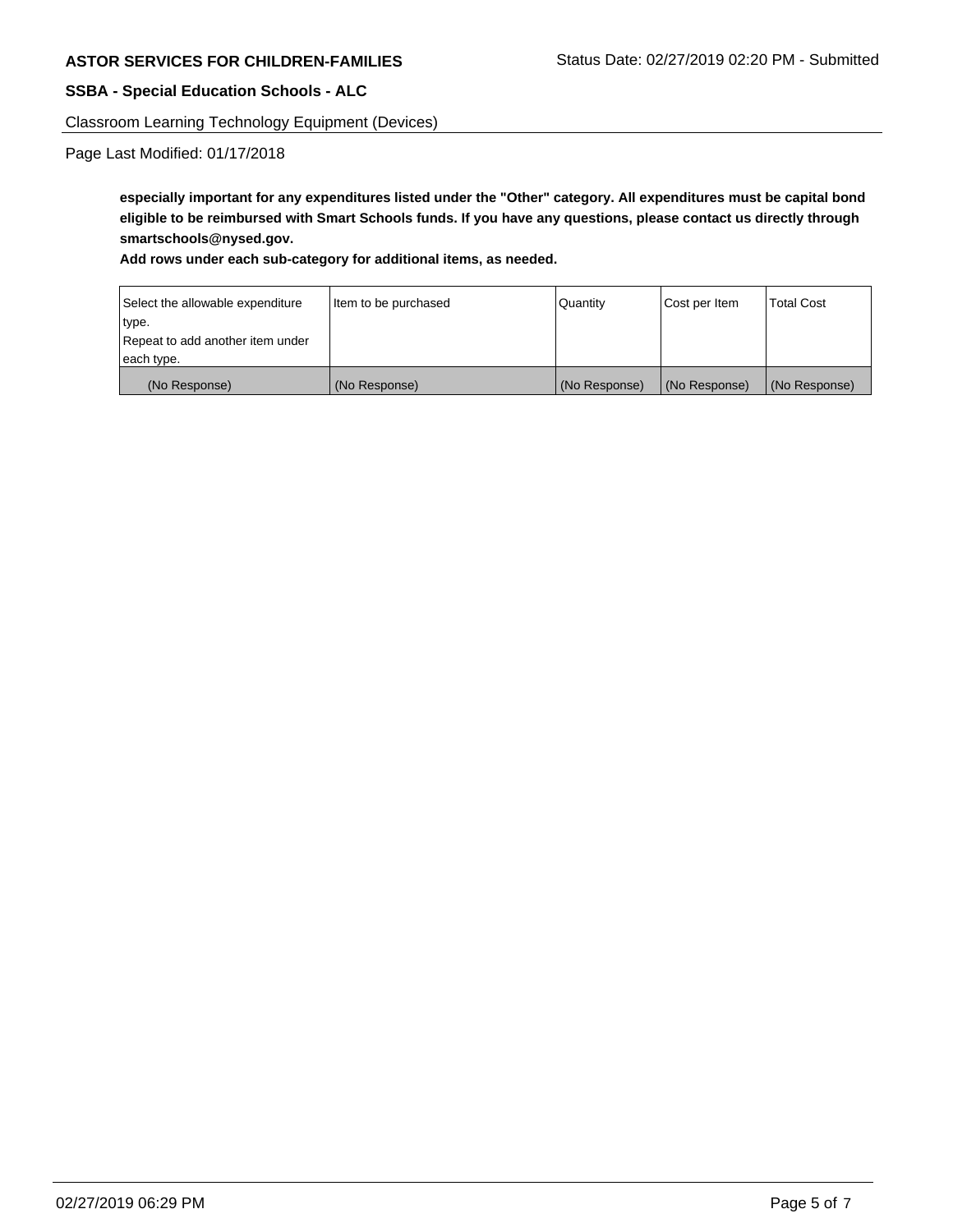**especially important for any expenditures listed under the "Other" category. All expenditures must be capital bond eligible to be reimbursed with Smart Schools funds. If you have any questions, please contact us directly through smartschools@nysed.gov.**

**Add rows under each sub-category for additional items, as needed.**

| Select the allowable expenditure type. Repeat to add another item under each type. | Item to be purchased | Quantity | Cost per Item | Total Cost |
|---|---|---|---|---|
| (No Response) | (No Response) | (No Response) | (No Response) | (No Response) |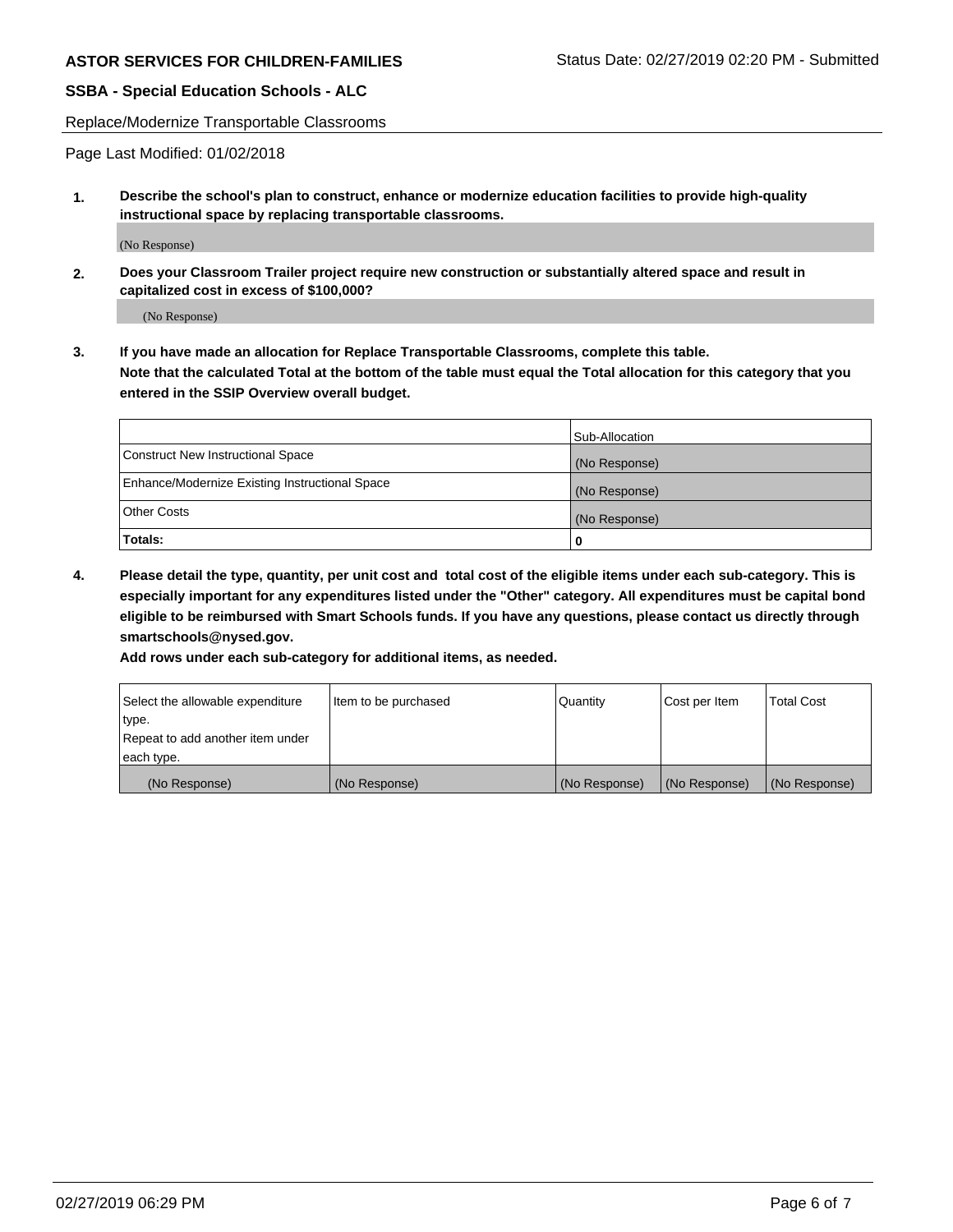Replace/Modernize Transportable Classrooms

Page Last Modified: 01/02/2018

**1. Describe the school's plan to construct, enhance or modernize education facilities to provide high-quality instructional space by replacing transportable classrooms.**

(No Response)

**2. Does your Classroom Trailer project require new construction or substantially altered space and result in capitalized cost in excess of $100,000?**

(No Response)

**3. If you have made an allocation for Replace Transportable Classrooms, complete this table. Note that the calculated Total at the bottom of the table must equal the Total allocation for this category that you entered in the SSIP Overview overall budget.**

| | Sub-Allocation |
|---|---|
| Construct New Instructional Space | (No Response) |
| Enhance/Modernize Existing Instructional Space | (No Response) |
| Other Costs | (No Response) |
| **Totals:** | **0** |

**4. Please detail the type, quantity, per unit cost and total cost of the eligible items under each sub-category. This is especially important for any expenditures listed under the "Other" category. All expenditures must be capital bond eligible to be reimbursed with Smart Schools funds. If you have any questions, please contact us directly through smartschools@nysed.gov.**

**Add rows under each sub-category for additional items, as needed.**

| Select the allowable expenditure type. Repeat to add another item under each type. | Item to be purchased | Quantity | Cost per Item | Total Cost |
|---|---|---|---|---|
| (No Response) | (No Response) | (No Response) | (No Response) | (No Response) |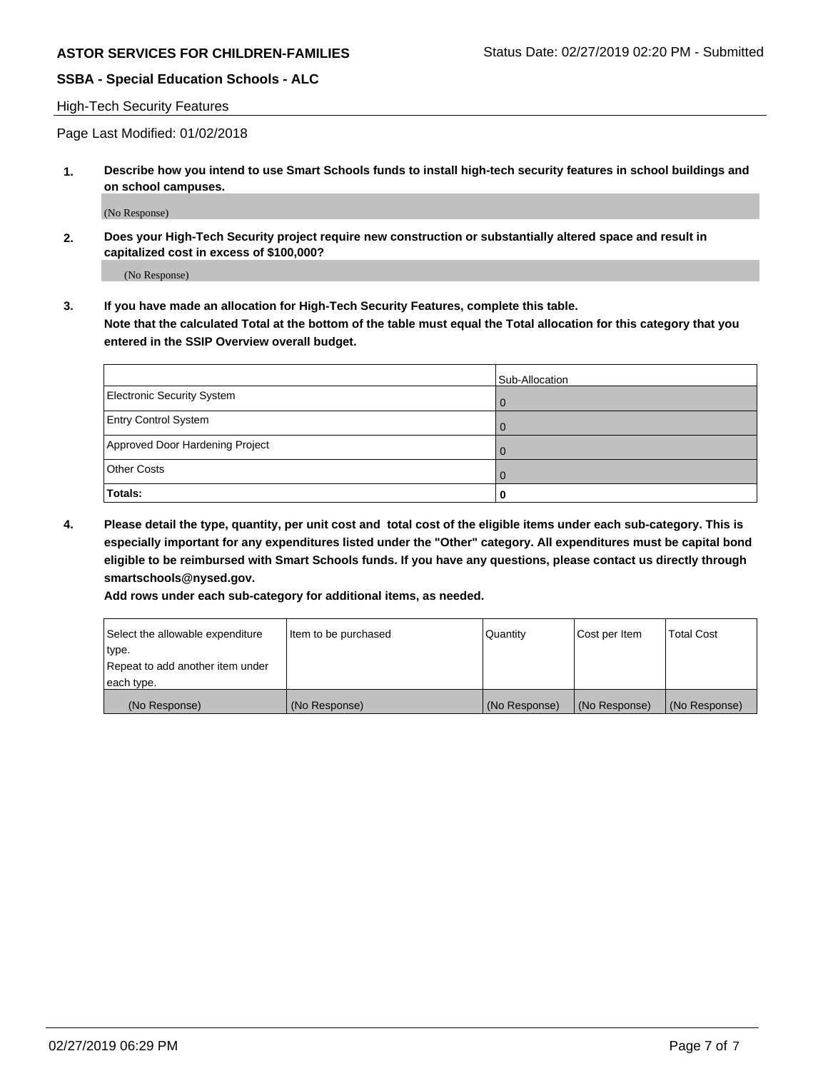## High-Tech Security Features

Page Last Modified: 01/02/2018

**1. Describe how you intend to use Smart Schools funds to install high-tech security features in school buildings and on school campuses.**

(No Response)

**2. Does your High-Tech Security project require new construction or substantially altered space and result in capitalized cost in excess of $100,000?**

(No Response)

**3. If you have made an allocation for High-Tech Security Features, complete this table.**
**Note that the calculated Total at the bottom of the table must equal the Total allocation for this category that you entered in the SSIP Overview overall budget.**

| | Sub-Allocation |
|---|---|
| Electronic Security System | 0 |
| Entry Control System | 0 |
| Approved Door Hardening Project | 0 |
| Other Costs | 0 |
| **Totals:** | **0** |

**4. Please detail the type, quantity, per unit cost and total cost of the eligible items under each sub-category. This is especially important for any expenditures listed under the "Other" category. All expenditures must be capital bond eligible to be reimbursed with Smart Schools funds. If you have any questions, please contact us directly through smartschools@nysed.gov.**

**Add rows under each sub-category for additional items, as needed.**

| Select the allowable expenditure type. Repeat to add another item under each type. | Item to be purchased | Quantity | Cost per Item | Total Cost |
|---|---|---|---|---|
| (No Response) | (No Response) | (No Response) | (No Response) | (No Response) |